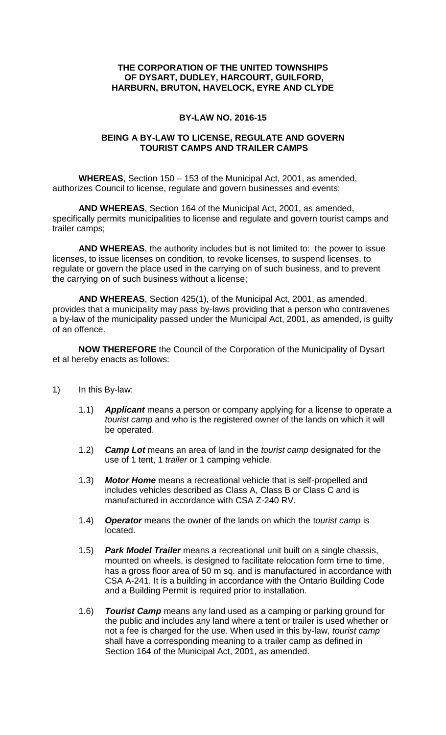**THE CORPORATION OF THE UNITED TOWNSHIPS OF DYSART, DUDLEY, HARCOURT, GUILFORD, HARBURN, BRUTON, HAVELOCK, EYRE AND CLYDE**

**BY-LAW NO. 2016-15**

**BEING A BY-LAW TO LICENSE, REGULATE AND GOVERN TOURIST CAMPS AND TRAILER CAMPS**

**WHEREAS**, Section 150 – 153 of the Municipal Act, 2001, as amended, authorizes Council to license, regulate and govern businesses and events;

**AND WHEREAS**, Section 164 of the Municipal Act, 2001, as amended, specifically permits municipalities to license and regulate and govern tourist camps and trailer camps;

**AND WHEREAS**, the authority includes but is not limited to: the power to issue licenses, to issue licenses on condition, to revoke licenses, to suspend licenses, to regulate or govern the place used in the carrying on of such business, and to prevent the carrying on of such business without a license;

**AND WHEREAS**, Section 425(1), of the Municipal Act, 2001, as amended, provides that a municipality may pass by-laws providing that a person who contravenes a by-law of the municipality passed under the Municipal Act, 2001, as amended, is guilty of an offence.

**NOW THEREFORE** the Council of the Corporation of the Municipality of Dysart et al hereby enacts as follows:

1) In this By-law:

   1.1) ***Applicant*** means a person or company applying for a license to operate a *tourist camp* and who is the registered owner of the lands on which it will be operated.

   1.2) ***Camp Lot*** means an area of land in the *tourist camp* designated for the use of 1 tent, 1 *trailer* or 1 camping vehicle.

   1.3) ***Motor Home*** means a recreational vehicle that is self-propelled and includes vehicles described as Class A, Class B or Class C and is manufactured in accordance with CSA Z-240 RV.

   1.4) ***Operator*** means the owner of the lands on which the t*ourist camp* is located.

   1.5) ***Park Model Trailer*** means a recreational unit built on a single chassis, mounted on wheels, is designed to facilitate relocation form time to time, has a gross floor area of 50 m sq. and is manufactured in accordance with CSA A-241. It is a building in accordance with the Ontario Building Code and a Building Permit is required prior to installation.

   1.6) ***Tourist Camp*** means any land used as a camping or parking ground for the public and includes any land where a tent or trailer is used whether or not a fee is charged for the use. When used in this by-law, *tourist camp* shall have a corresponding meaning to a trailer camp as defined in Section 164 of the Municipal Act, 2001, as amended.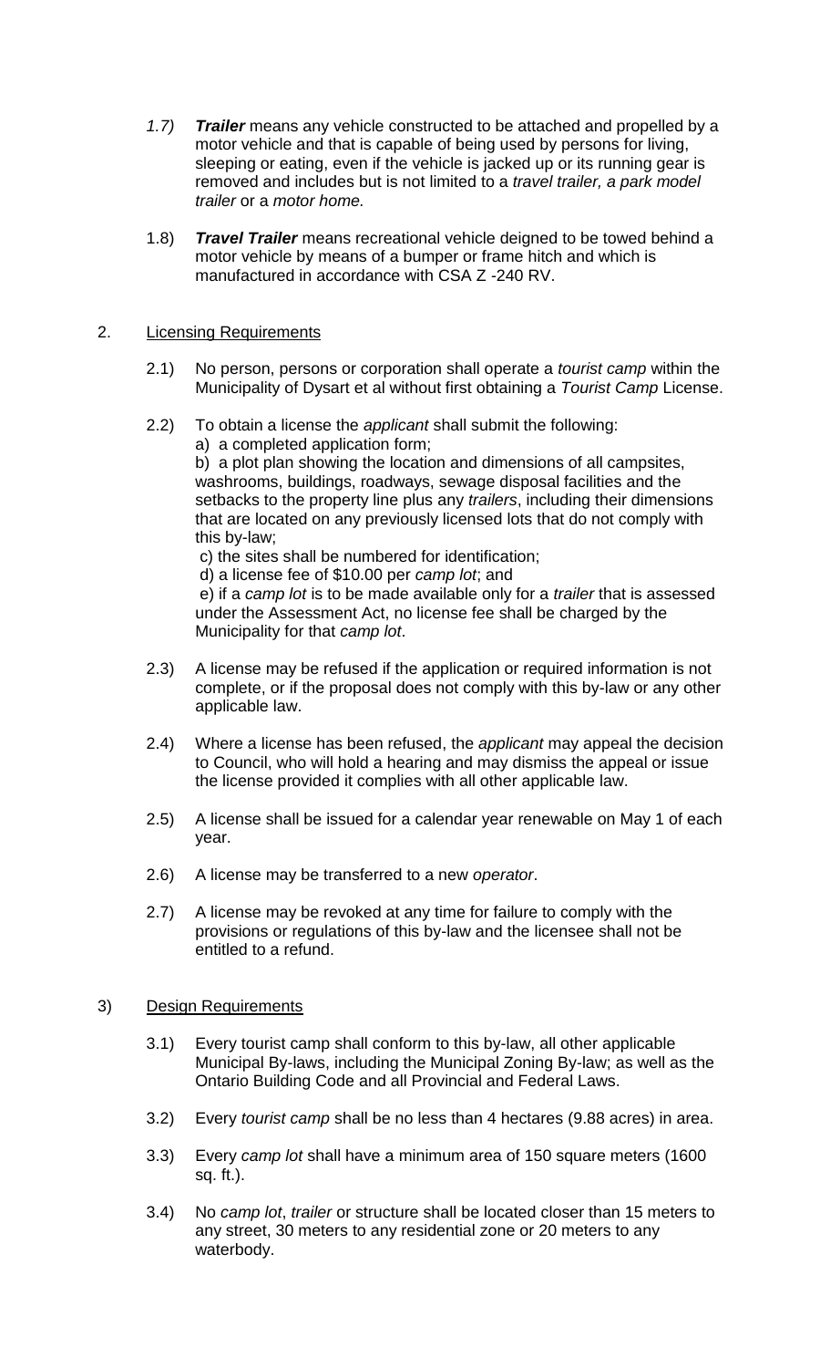*1.7)* ***Trailer*** means any vehicle constructed to be attached and propelled by a motor vehicle and that is capable of being used by persons for living, sleeping or eating, even if the vehicle is jacked up or its running gear is removed and includes but is not limited to a *travel trailer, a park model trailer* or a *motor home.*

1.8) ***Travel Trailer*** means recreational vehicle deigned to be towed behind a motor vehicle by means of a bumper or frame hitch and which is manufactured in accordance with CSA Z -240 RV.

## 2. Licensing Requirements

2.1) No person, persons or corporation shall operate a *tourist camp* within the Municipality of Dysart et al without first obtaining a *Tourist Camp* License.

2.2) To obtain a license the *applicant* shall submit the following:

a) a completed application form;

b) a plot plan showing the location and dimensions of all campsites, washrooms, buildings, roadways, sewage disposal facilities and the setbacks to the property line plus any *trailers*, including their dimensions that are located on any previously licensed lots that do not comply with this by-law;

c) the sites shall be numbered for identification;

d) a license fee of $10.00 per *camp lot*; and

e) if a *camp lot* is to be made available only for a *trailer* that is assessed under the Assessment Act, no license fee shall be charged by the Municipality for that *camp lot*.

2.3) A license may be refused if the application or required information is not complete, or if the proposal does not comply with this by-law or any other applicable law.

2.4) Where a license has been refused, the *applicant* may appeal the decision to Council, who will hold a hearing and may dismiss the appeal or issue the license provided it complies with all other applicable law.

2.5) A license shall be issued for a calendar year renewable on May 1 of each year.

2.6) A license may be transferred to a new *operator*.

2.7) A license may be revoked at any time for failure to comply with the provisions or regulations of this by-law and the licensee shall not be entitled to a refund.

## 3) Design Requirements

3.1) Every tourist camp shall conform to this by-law, all other applicable Municipal By-laws, including the Municipal Zoning By-law; as well as the Ontario Building Code and all Provincial and Federal Laws.

3.2) Every *tourist camp* shall be no less than 4 hectares (9.88 acres) in area.

3.3) Every *camp lot* shall have a minimum area of 150 square meters (1600 sq. ft.).

3.4) No *camp lot*, *trailer* or structure shall be located closer than 15 meters to any street, 30 meters to any residential zone or 20 meters to any waterbody.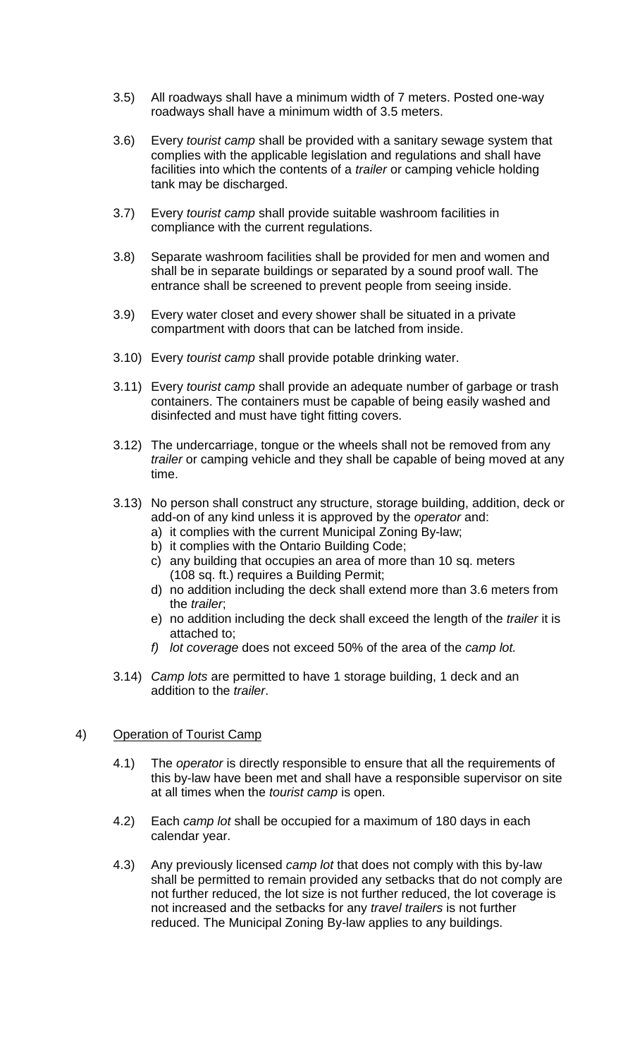3.5) All roadways shall have a minimum width of 7 meters. Posted one-way roadways shall have a minimum width of 3.5 meters.

3.6) Every *tourist camp* shall be provided with a sanitary sewage system that complies with the applicable legislation and regulations and shall have facilities into which the contents of a *trailer* or camping vehicle holding tank may be discharged.

3.7) Every *tourist camp* shall provide suitable washroom facilities in compliance with the current regulations.

3.8) Separate washroom facilities shall be provided for men and women and shall be in separate buildings or separated by a sound proof wall. The entrance shall be screened to prevent people from seeing inside.

3.9) Every water closet and every shower shall be situated in a private compartment with doors that can be latched from inside.

3.10) Every *tourist camp* shall provide potable drinking water.

3.11) Every *tourist camp* shall provide an adequate number of garbage or trash containers. The containers must be capable of being easily washed and disinfected and must have tight fitting covers.

3.12) The undercarriage, tongue or the wheels shall not be removed from any *trailer* or camping vehicle and they shall be capable of being moved at any time.

3.13) No person shall construct any structure, storage building, addition, deck or add-on of any kind unless it is approved by the *operator* and:

a) it complies with the current Municipal Zoning By-law;
b) it complies with the Ontario Building Code;
c) any building that occupies an area of more than 10 sq. meters (108 sq. ft.) requires a Building Permit;
d) no addition including the deck shall extend more than 3.6 meters from the *trailer*;
e) no addition including the deck shall exceed the length of the *trailer* it is attached to;
*f) lot coverage* does not exceed 50% of the area of the *camp lot.*

3.14) *Camp lots* are permitted to have 1 storage building, 1 deck and an addition to the *trailer*.

## 4) Operation of Tourist Camp

4.1) The *operator* is directly responsible to ensure that all the requirements of this by-law have been met and shall have a responsible supervisor on site at all times when the *tourist camp* is open.

4.2) Each *camp lot* shall be occupied for a maximum of 180 days in each calendar year.

4.3) Any previously licensed *camp lot* that does not comply with this by-law shall be permitted to remain provided any setbacks that do not comply are not further reduced, the lot size is not further reduced, the lot coverage is not increased and the setbacks for any *travel trailers* is not further reduced. The Municipal Zoning By-law applies to any buildings.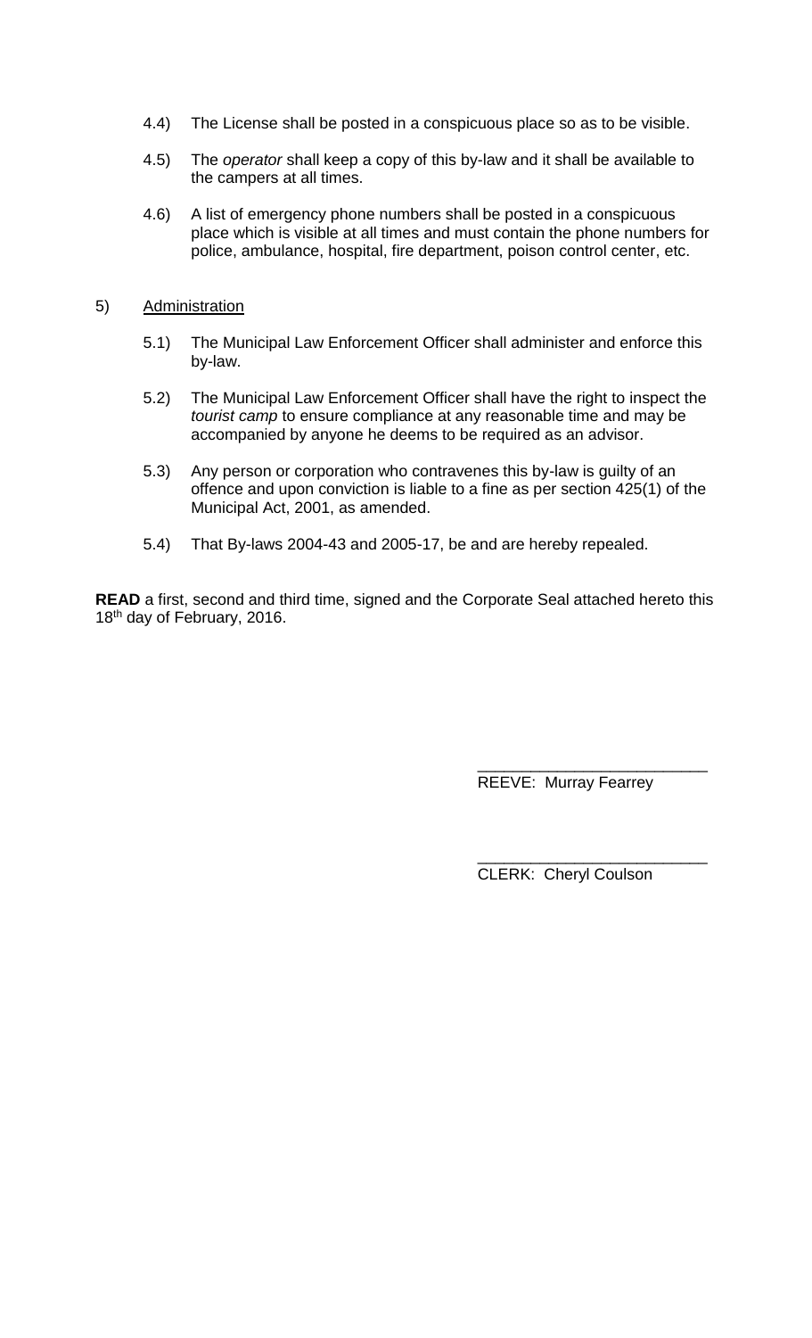4.4) The License shall be posted in a conspicuous place so as to be visible.

4.5) The *operator* shall keep a copy of this by-law and it shall be available to the campers at all times.

4.6) A list of emergency phone numbers shall be posted in a conspicuous place which is visible at all times and must contain the phone numbers for police, ambulance, hospital, fire department, poison control center, etc.

5) <u>Administration</u>

5.1) The Municipal Law Enforcement Officer shall administer and enforce this by-law.

5.2) The Municipal Law Enforcement Officer shall have the right to inspect the *tourist camp* to ensure compliance at any reasonable time and may be accompanied by anyone he deems to be required as an advisor.

5.3) Any person or corporation who contravenes this by-law is guilty of an offence and upon conviction is liable to a fine as per section 425(1) of the Municipal Act, 2001, as amended.

5.4) That By-laws 2004-43 and 2005-17, be and are hereby repealed.

**READ** a first, second and third time, signed and the Corporate Seal attached hereto this 18th day of February, 2016.

___________________________
REEVE: Murray Fearrey

___________________________
CLERK: Cheryl Coulson